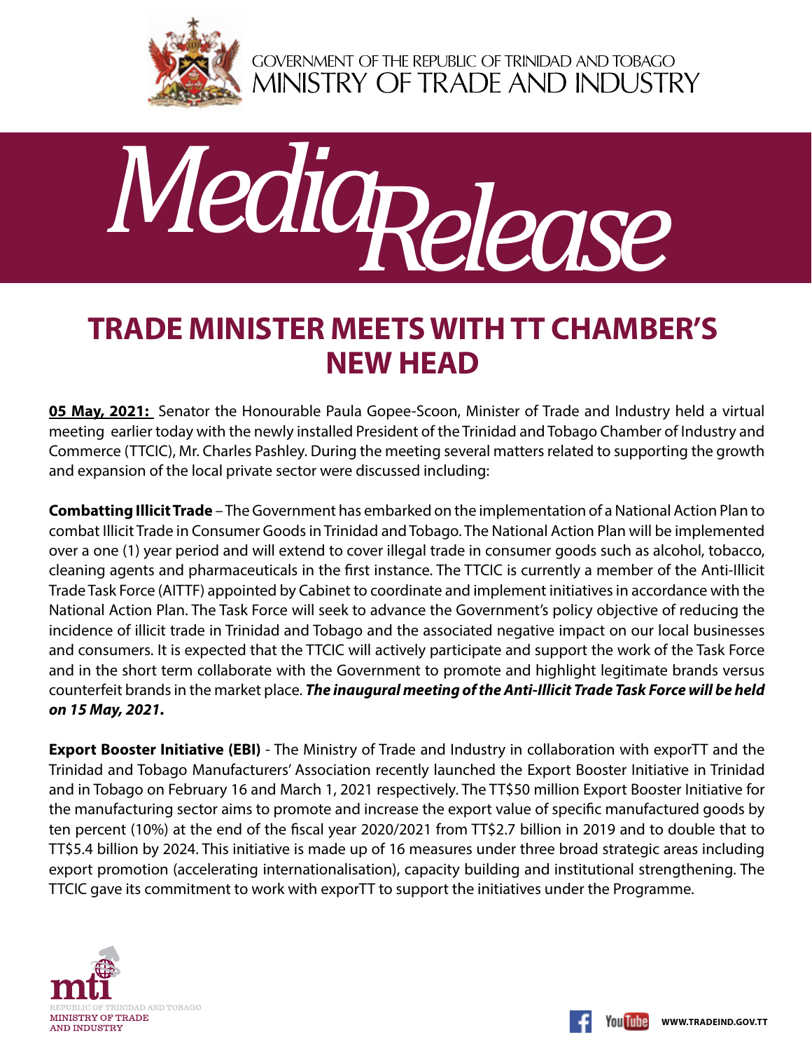GOVERNMENT OF THE REPUBLIC OF TRINIDAD AND TOBAGO
MINISTRY OF TRADE AND INDUSTRY

# Media Release

## TRADE MINISTER MEETS WITH TT CHAMBER'S NEW HEAD

**05 May, 2021:** Senator the Honourable Paula Gopee-Scoon, Minister of Trade and Industry held a virtual meeting earlier today with the newly installed President of the Trinidad and Tobago Chamber of Industry and Commerce (TTCIC), Mr. Charles Pashley. During the meeting several matters related to supporting the growth and expansion of the local private sector were discussed including:

**Combatting Illicit Trade** – The Government has embarked on the implementation of a National Action Plan to combat Illicit Trade in Consumer Goods in Trinidad and Tobago. The National Action Plan will be implemented over a one (1) year period and will extend to cover illegal trade in consumer goods such as alcohol, tobacco, cleaning agents and pharmaceuticals in the first instance. The TTCIC is currently a member of the Anti-Illicit Trade Task Force (AITTF) appointed by Cabinet to coordinate and implement initiatives in accordance with the National Action Plan. The Task Force will seek to advance the Government's policy objective of reducing the incidence of illicit trade in Trinidad and Tobago and the associated negative impact on our local businesses and consumers. It is expected that the TTCIC will actively participate and support the work of the Task Force and in the short term collaborate with the Government to promote and highlight legitimate brands versus counterfeit brands in the market place. ***The inaugural meeting of the Anti-Illicit Trade Task Force will be held on 15 May, 2021.***

**Export Booster Initiative (EBI)** - The Ministry of Trade and Industry in collaboration with exporTT and the Trinidad and Tobago Manufacturers' Association recently launched the Export Booster Initiative in Trinidad and in Tobago on February 16 and March 1, 2021 respectively. The TT$50 million Export Booster Initiative for the manufacturing sector aims to promote and increase the export value of specific manufactured goods by ten percent (10%) at the end of the fiscal year 2020/2021 from TT$2.7 billion in 2019 and to double that to TT$5.4 billion by 2024. This initiative is made up of 16 measures under three broad strategic areas including export promotion (accelerating internationalisation), capacity building and institutional strengthening. The TTCIC gave its commitment to work with exporTT to support the initiatives under the Programme.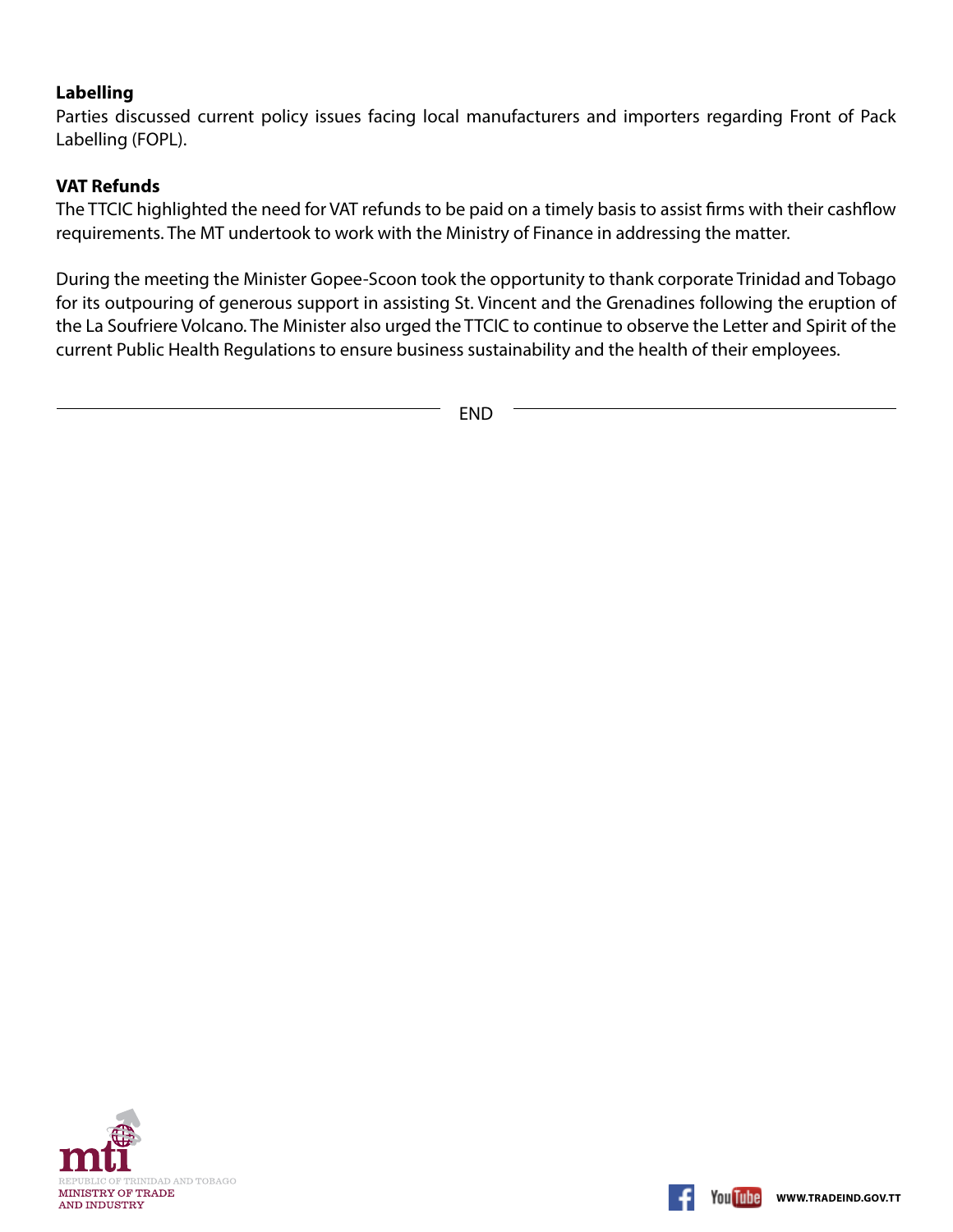**Labelling**

Parties discussed current policy issues facing local manufacturers and importers regarding Front of Pack Labelling (FOPL).

**VAT Refunds**

The TTCIC highlighted the need for VAT refunds to be paid on a timely basis to assist firms with their cashflow requirements. The MT undertook to work with the Ministry of Finance in addressing the matter.

During the meeting the Minister Gopee-Scoon took the opportunity to thank corporate Trinidad and Tobago for its outpouring of generous support in assisting St. Vincent and the Grenadines following the eruption of the La Soufriere Volcano. The Minister also urged the TTCIC to continue to observe the Letter and Spirit of the current Public Health Regulations to ensure business sustainability and the health of their employees.

END